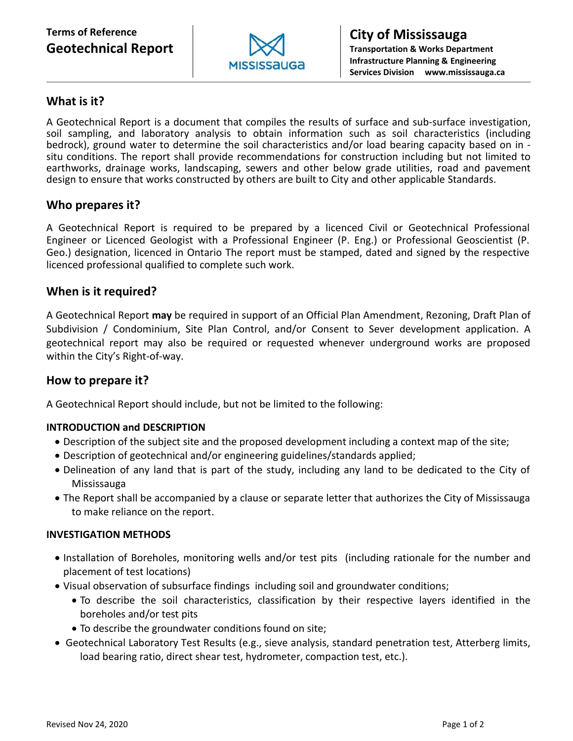Terms of Reference

# Geotechnical Report

**City of Mississauga**
**Transportation & Works Department**
**Infrastructure Planning & Engineering Services Division** **www.mississauga.ca**

## What is it?

A Geotechnical Report is a document that compiles the results of surface and sub-surface investigation, soil sampling, and laboratory analysis to obtain information such as soil characteristics (including bedrock), ground water to determine the soil characteristics and/or load bearing capacity based on in - situ conditions. The report shall provide recommendations for construction including but not limited to earthworks, drainage works, landscaping, sewers and other below grade utilities, road and pavement design to ensure that works constructed by others are built to City and other applicable Standards.

## Who prepares it?

A Geotechnical Report is required to be prepared by a licenced Civil or Geotechnical Professional Engineer or Licenced Geologist with a Professional Engineer (P. Eng.) or Professional Geoscientist (P. Geo.) designation, licenced in Ontario The report must be stamped, dated and signed by the respective licenced professional qualified to complete such work.

## When is it required?

A Geotechnical Report **may** be required in support of an Official Plan Amendment, Rezoning, Draft Plan of Subdivision / Condominium, Site Plan Control, and/or Consent to Sever development application. A geotechnical report may also be required or requested whenever underground works are proposed within the City's Right-of-way.

## How to prepare it?

A Geotechnical Report should include, but not be limited to the following:

### INTRODUCTION and DESCRIPTION

- Description of the subject site and the proposed development including a context map of the site;
- Description of geotechnical and/or engineering guidelines/standards applied;
- Delineation of any land that is part of the study, including any land to be dedicated to the City of Mississauga
- The Report shall be accompanied by a clause or separate letter that authorizes the City of Mississauga to make reliance on the report.

### INVESTIGATION METHODS

- Installation of Boreholes, monitoring wells and/or test pits (including rationale for the number and placement of test locations)
- Visual observation of subsurface findings including soil and groundwater conditions;
  - To describe the soil characteristics, classification by their respective layers identified in the boreholes and/or test pits
  - To describe the groundwater conditions found on site;
- Geotechnical Laboratory Test Results (e.g., sieve analysis, standard penetration test, Atterberg limits, load bearing ratio, direct shear test, hydrometer, compaction test, etc.).

Revised Nov 24, 2020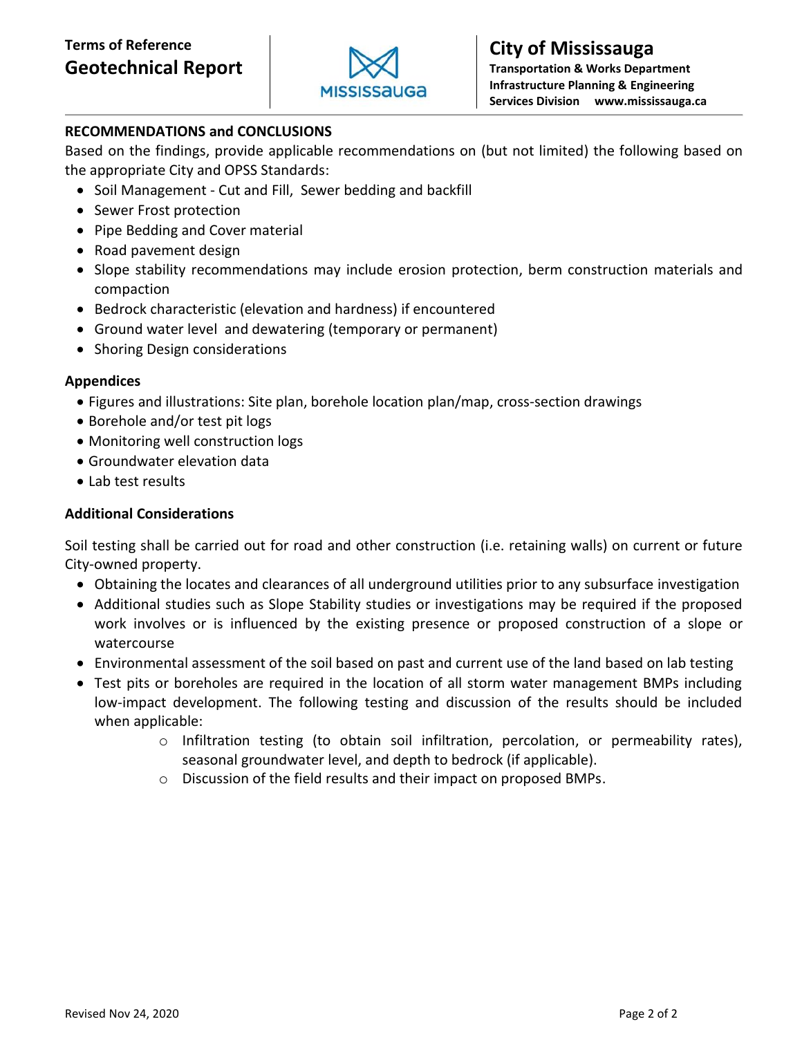**RECOMMENDATIONS and CONCLUSIONS**

Based on the findings, provide applicable recommendations on (but not limited) the following based on the appropriate City and OPSS Standards:

- Soil Management - Cut and Fill, Sewer bedding and backfill
- Sewer Frost protection
- Pipe Bedding and Cover material
- Road pavement design
- Slope stability recommendations may include erosion protection, berm construction materials and compaction
- Bedrock characteristic (elevation and hardness) if encountered
- Ground water level and dewatering (temporary or permanent)
- Shoring Design considerations

**Appendices**

- Figures and illustrations: Site plan, borehole location plan/map, cross-section drawings
- Borehole and/or test pit logs
- Monitoring well construction logs
- Groundwater elevation data
- Lab test results

**Additional Considerations**

Soil testing shall be carried out for road and other construction (i.e. retaining walls) on current or future City-owned property.

- Obtaining the locates and clearances of all underground utilities prior to any subsurface investigation
- Additional studies such as Slope Stability studies or investigations may be required if the proposed work involves or is influenced by the existing presence or proposed construction of a slope or watercourse
- Environmental assessment of the soil based on past and current use of the land based on lab testing
- Test pits or boreholes are required in the location of all storm water management BMPs including low-impact development. The following testing and discussion of the results should be included when applicable:
    - Infiltration testing (to obtain soil infiltration, percolation, or permeability rates), seasonal groundwater level, and depth to bedrock (if applicable).
    - Discussion of the field results and their impact on proposed BMPs.